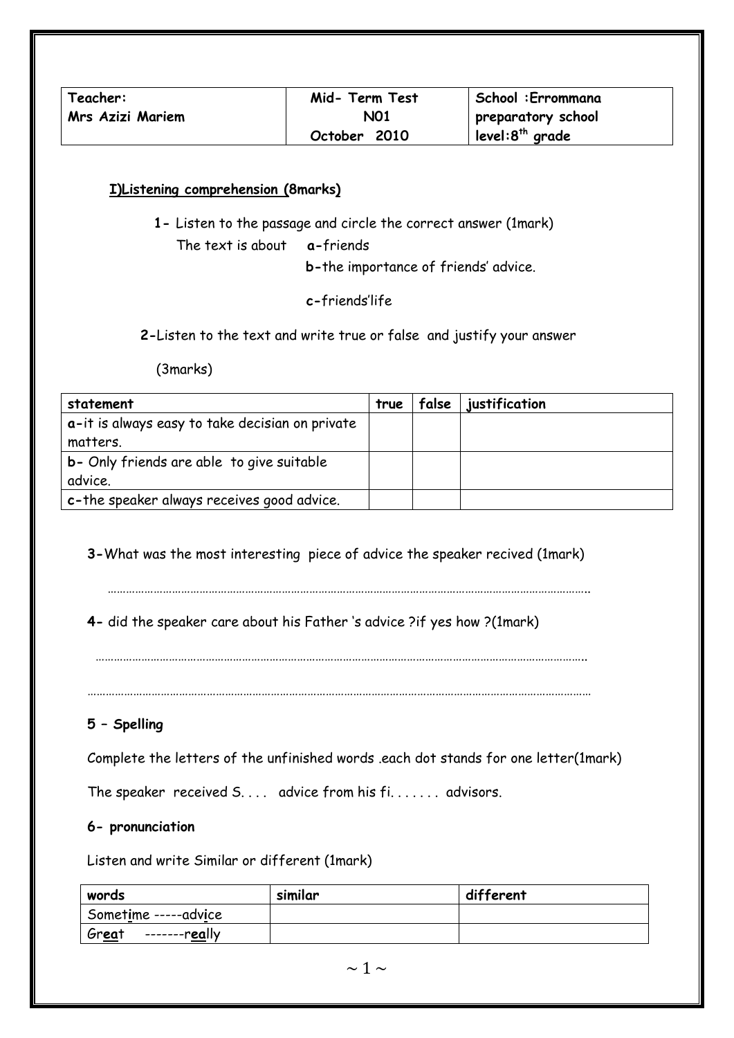| Teacher: Mrs Azizi Mariem | Mid- Term Test N01 October 2010 | School :Errommana preparatory school level:8th grade |
|---|---|---|

## I)Listening comprehension (8marks)

**1-** Listen to the passage and circle the correct answer (1mark)

The text is about **a-**friends

**b-**the importance of friends' advice.

**c-**friends'life

**2-**Listen to the text and write true or false and justify your answer

(3marks)

| statement | true | false | justification |
|---|---|---|---|
| **a-**it is always easy to take decisian on private matters. | | | |
| **b-** Only friends are able to give suitable advice. | | | |
| **c-**the speaker always receives good advice. | | | |

**3-**What was the most interesting piece of advice the speaker recived (1mark)

…………………………………………………………………………………………………………………………………….

**4-** did the speaker care about his Father 's advice ?if yes how ?(1mark)

…………………………………………………………………………………………………………………………………….

…………………………………………………………………………………………………………………………………….

**5 – Spelling**

Complete the letters of the unfinished words .each dot stands for one letter(1mark)

The speaker received S. . . . advice from his fi. . . . . . . advisors.

**6- pronunciation**

Listen and write Similar or different (1mark)

| words | similar | different |
|---|---|---|
| Somet**i**me -----adv**i**ce | | |
| Gr**ea**t -------r**ea**lly | | |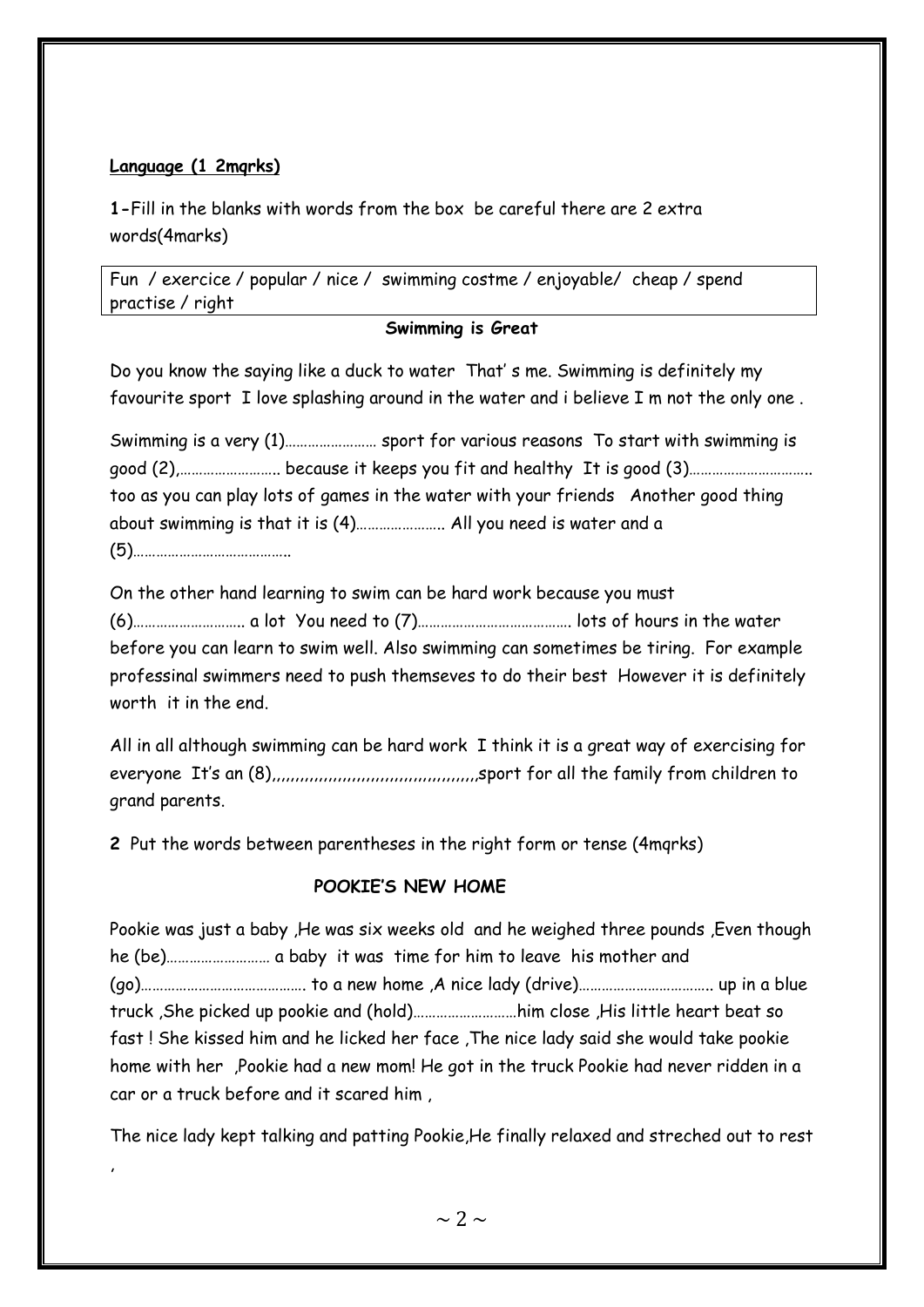**Language (1 2mqrks)**

**1-**Fill in the blanks with words from the box be careful there are 2 extra words(4marks)

| Fun / exercice / popular / nice / swimming costme / enjoyable/ cheap / spend practise / right |
|---|

**Swimming is Great**

Do you know the saying like a duck to water That' s me. Swimming is definitely my favourite sport I love splashing around in the water and i believe I m not the only one .

Swimming is a very (1)…………………… sport for various reasons To start with swimming is good (2),…………………….. because it keeps you fit and healthy It is good (3)………………………….. too as you can play lots of games in the water with your friends Another good thing about swimming is that it is (4)………………….. All you need is water and a (5)………………………………….

On the other hand learning to swim can be hard work because you must (6)……………………….. a lot You need to (7)…………………………………. lots of hours in the water before you can learn to swim well. Also swimming can sometimes be tiring. For example professinal swimmers need to push themseves to do their best However it is definitely worth it in the end.

All in all although swimming can be hard work I think it is a great way of exercising for everyone It's an (8),,,,,,,,,,,,,,,,,,,,,,,,,,,,,,,,,,,,,,,,,,,sport for all the family from children to grand parents.

**2** Put the words between parentheses in the right form or tense (4mqrks)

**POOKIE'S NEW HOME**

Pookie was just a baby ,He was six weeks old and he weighed three pounds ,Even though he (be)……………………… a baby it was time for him to leave his mother and (go)……………………………………. to a new home ,A nice lady (drive)……………………………. up in a blue truck ,She picked up pookie and (hold)………………………him close ,His little heart beat so fast ! She kissed him and he licked her face ,The nice lady said she would take pookie home with her ,Pookie had a new mom! He got in the truck Pookie had never ridden in a car or a truck before and it scared him ,

The nice lady kept talking and patting Pookie,He finally relaxed and streched out to rest ,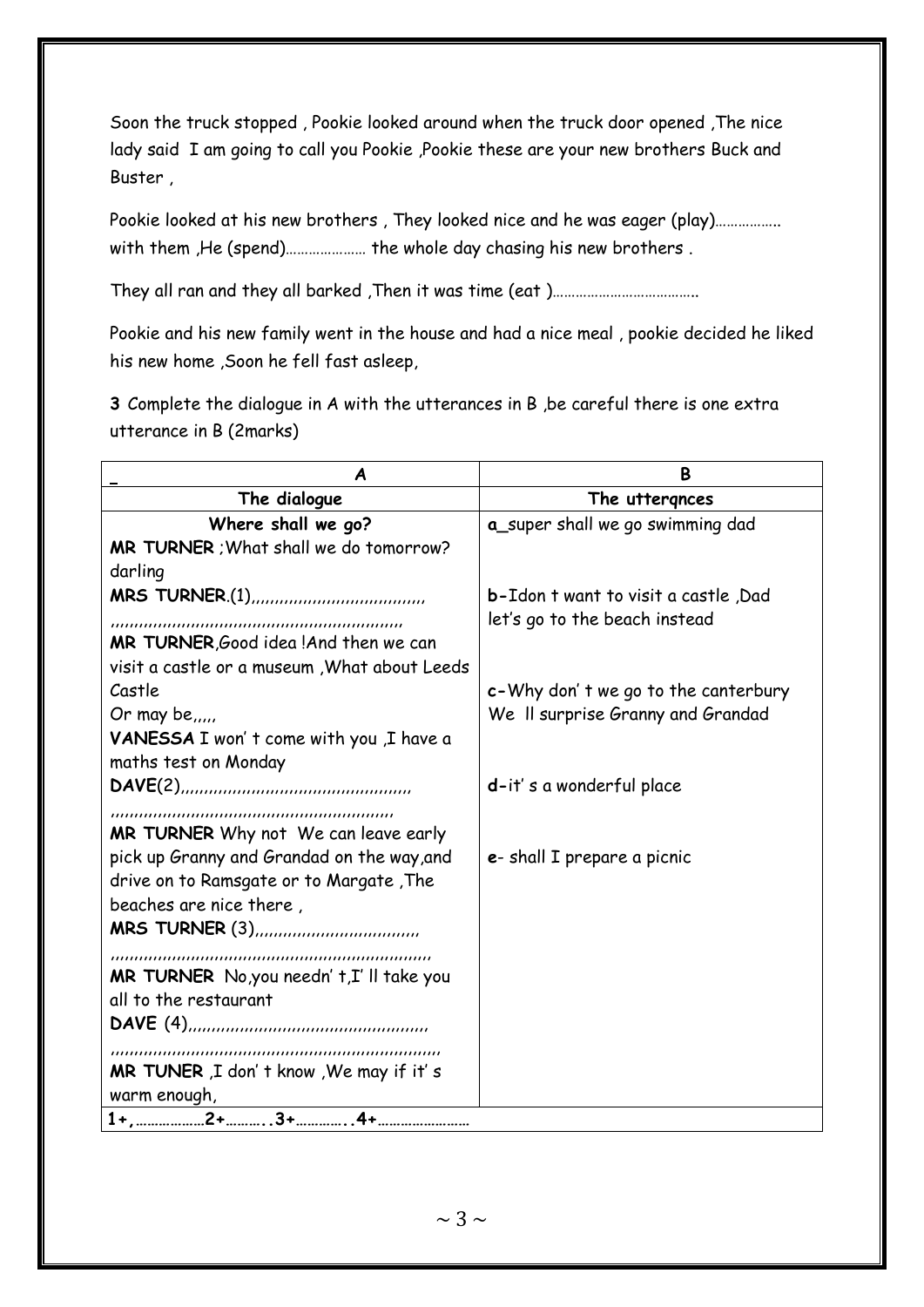Soon the truck stopped , Pookie looked around when the truck door opened ,The nice lady said I am going to call you Pookie ,Pookie these are your new brothers Buck and Buster ,

Pookie looked at his new brothers , They looked nice and he was eager (play)…………….. with them ,He (spend)………………… the whole day chasing his new brothers .

They all ran and they all barked ,Then it was time (eat )………………………………..

Pookie and his new family went in the house and had a nice meal , pookie decided he liked his new home ,Soon he fell fast asleep,

**3** Complete the dialogue in A with the utterances in B ,be careful there is one extra utterance in B (2marks)

| A | B |
|---|---|
| **The dialogue** | **The utterqnces** |
| **Where shall we go?**<br>**MR TURNER** ;What shall we do tomorrow? darling<br>**MRS TURNER**.(1),,,,,,,,,,,,,,,,,,,,,,,,,,,,,,,,,,,,,,,<br>,,,,,,,,,,,,,,,,,,,,,,,,,,,,,,,,,,,,,,,,,,,,,,,,,,,,,,,,,,,,,,<br>**MR TURNER**,Good idea !And then we can visit a castle or a museum ,What about Leeds Castle<br>Or may be,,,,,<br>**VANESSA** I won' t come with you ,I have a maths test on Monday<br>**DAVE**(2),,,,,,,,,,,,,,,,,,,,,,,,,,,,,,,,,,,,,,,,,,,,,,,,,,,<br>,,,,,,,,,,,,,,,,,,,,,,,,,,,,,,,,,,,,,,,,,,,,,,,,,,,,,,,,,,,,,,<br>**MR TURNER** Why not We can leave early pick up Granny and Grandad on the way,and drive on to Ramsgate or to Margate ,The beaches are nice there ,<br>**MRS TURNER** (3),,,,,,,,,,,,,,,,,,,,,,,,,,,,,,,,,,,,,<br>,,,,,,,,,,,,,,,,,,,,,,,,,,,,,,,,,,,,,,,,,,,,,,,,,,,,,,,,,,,,,,,,,,,,,,,<br>**MR TURNER** No,you needn' t,I' ll take you all to the restaurant<br>**DAVE** (4),,,,,,,,,,,,,,,,,,,,,,,,,,,,,,,,,,,,,,,,,,,,,,,,,,,,<br>,,,,,,,,,,,,,,,,,,,,,,,,,,,,,,,,,,,,,,,,,,,,,,,,,,,,,,,,,,,,,,,,,,,,,,,,,<br>**MR TUNER** ,I don' t know ,We may if it' s warm enough, | **a**_super shall we go swimming dad<br><br>**b**-Idon t want to visit a castle ,Dad let's go to the beach instead<br><br>**c**-Why don' t we go to the canterbury We ll surprise Granny and Grandad<br><br>**d**-it' s a wonderful place<br><br>**e**- shall I prepare a picnic |
| **1+,………………2+……….3+………….4+……………………** | |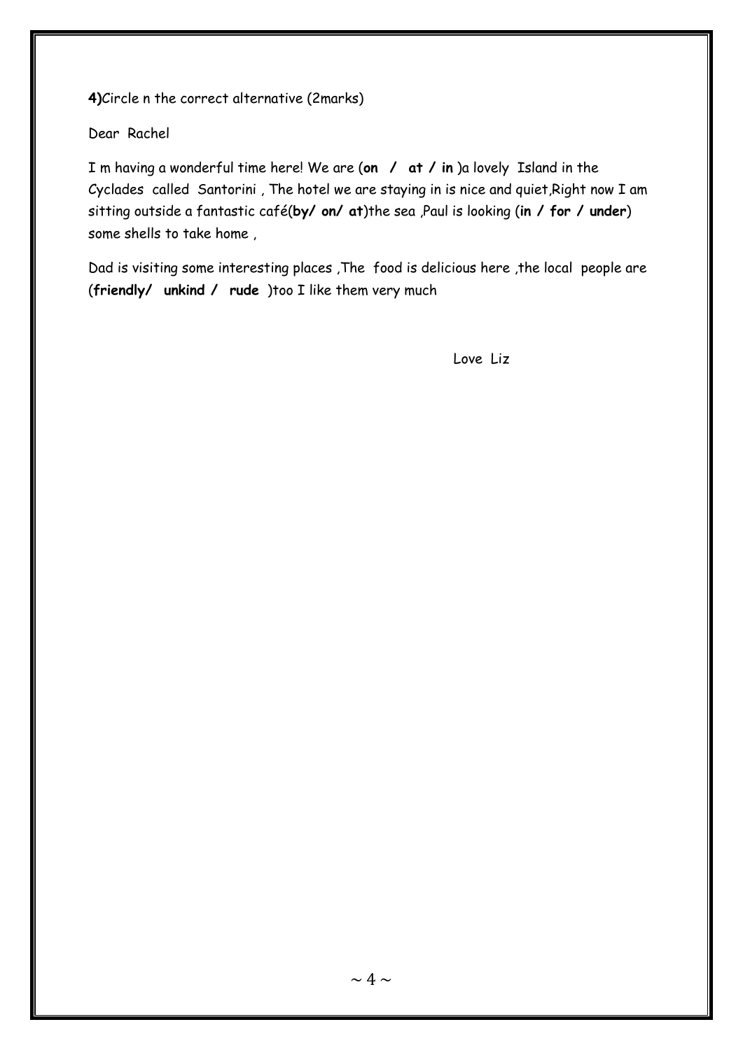**4)**Circle n the correct alternative (2marks)

Dear Rachel

I m having a wonderful time here! We are (**on / at / in** )a lovely Island in the Cyclades called Santorini , The hotel we are staying in is nice and quiet,Right now I am sitting outside a fantastic café(**by/ on/ at**)the sea ,Paul is looking (**in / for / under**) some shells to take home ,

Dad is visiting some interesting places ,The food is delicious here ,the local people are (**friendly/ unkind / rude** )too I like them very much

Love Liz